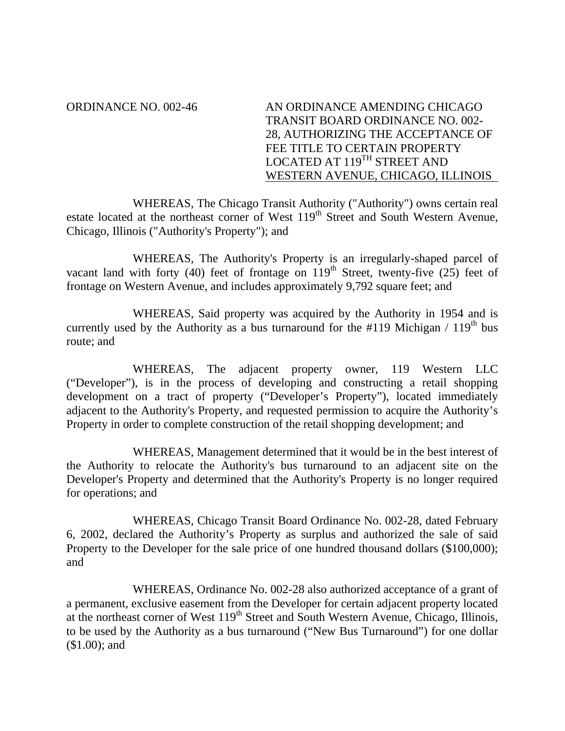ORDINANCE NO. 002-46

**AN ORDINANCE AMENDING CHICAGO TRANSIT BOARD ORDINANCE NO. 002-28, AUTHORIZING THE ACCEPTANCE OF FEE TITLE TO CERTAIN PROPERTY LOCATED AT 119TH STREET AND WESTERN AVENUE, CHICAGO, ILLINOIS**

WHEREAS, The Chicago Transit Authority ("Authority") owns certain real estate located at the northeast corner of West 119th Street and South Western Avenue, Chicago, Illinois ("Authority's Property"); and

WHEREAS, The Authority's Property is an irregularly-shaped parcel of vacant land with forty (40) feet of frontage on 119th Street, twenty-five (25) feet of frontage on Western Avenue, and includes approximately 9,792 square feet; and

WHEREAS, Said property was acquired by the Authority in 1954 and is currently used by the Authority as a bus turnaround for the #119 Michigan / 119th bus route; and

WHEREAS, The adjacent property owner, 119 Western LLC ("Developer"), is in the process of developing and constructing a retail shopping development on a tract of property ("Developer's Property"), located immediately adjacent to the Authority's Property, and requested permission to acquire the Authority's Property in order to complete construction of the retail shopping development; and

WHEREAS, Management determined that it would be in the best interest of the Authority to relocate the Authority's bus turnaround to an adjacent site on the Developer's Property and determined that the Authority's Property is no longer required for operations; and

WHEREAS, Chicago Transit Board Ordinance No. 002-28, dated February 6, 2002, declared the Authority's Property as surplus and authorized the sale of said Property to the Developer for the sale price of one hundred thousand dollars ($100,000); and

WHEREAS, Ordinance No. 002-28 also authorized acceptance of a grant of a permanent, exclusive easement from the Developer for certain adjacent property located at the northeast corner of West 119th Street and South Western Avenue, Chicago, Illinois, to be used by the Authority as a bus turnaround ("New Bus Turnaround") for one dollar ($1.00); and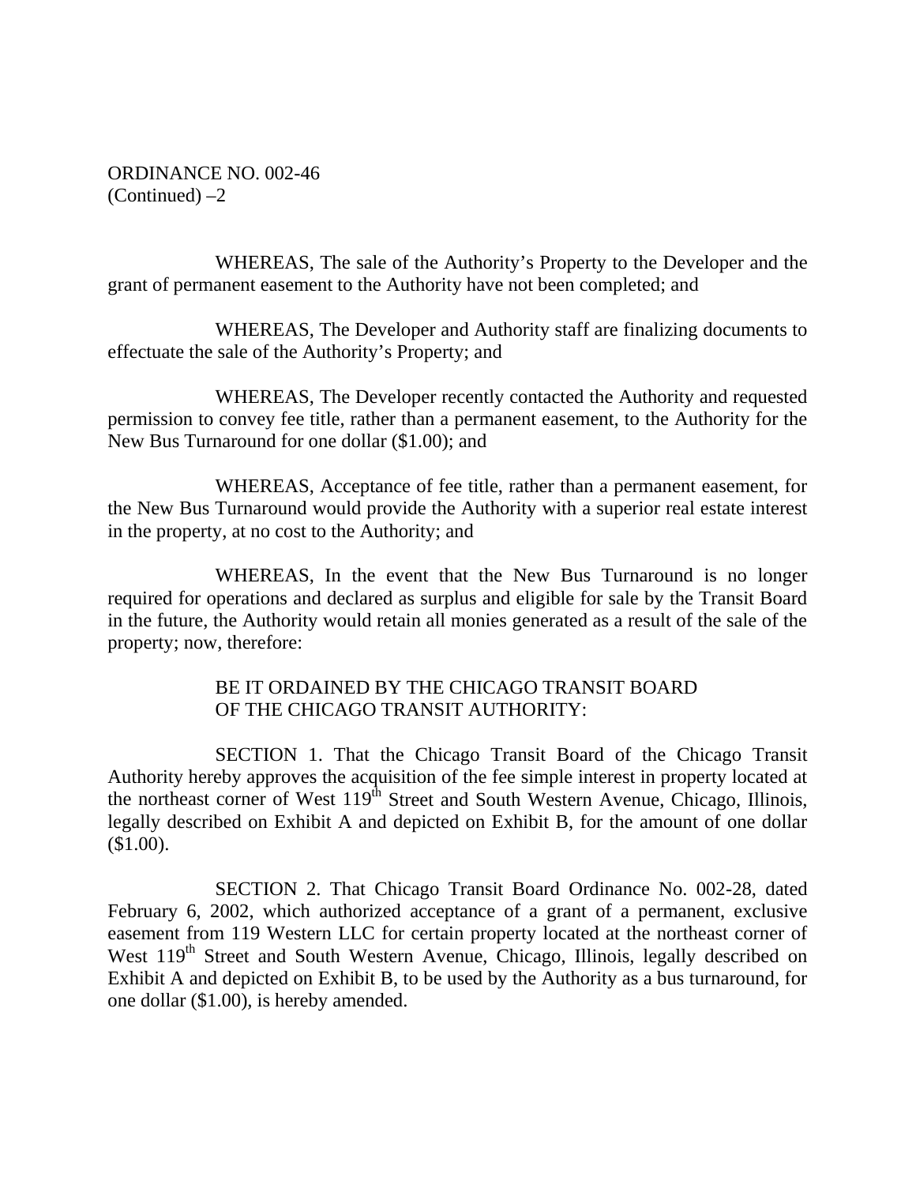ORDINANCE NO. 002-46
(Continued) –2

WHEREAS, The sale of the Authority's Property to the Developer and the grant of permanent easement to the Authority have not been completed; and

WHEREAS, The Developer and Authority staff are finalizing documents to effectuate the sale of the Authority's Property; and

WHEREAS, The Developer recently contacted the Authority and requested permission to convey fee title, rather than a permanent easement, to the Authority for the New Bus Turnaround for one dollar ($1.00); and

WHEREAS, Acceptance of fee title, rather than a permanent easement, for the New Bus Turnaround would provide the Authority with a superior real estate interest in the property, at no cost to the Authority; and

WHEREAS, In the event that the New Bus Turnaround is no longer required for operations and declared as surplus and eligible for sale by the Transit Board in the future, the Authority would retain all monies generated as a result of the sale of the property; now, therefore:

BE IT ORDAINED BY THE CHICAGO TRANSIT BOARD
OF THE CHICAGO TRANSIT AUTHORITY:

SECTION 1. That the Chicago Transit Board of the Chicago Transit Authority hereby approves the acquisition of the fee simple interest in property located at the northeast corner of West 119th Street and South Western Avenue, Chicago, Illinois, legally described on Exhibit A and depicted on Exhibit B, for the amount of one dollar ($1.00).

SECTION 2. That Chicago Transit Board Ordinance No. 002-28, dated February 6, 2002, which authorized acceptance of a grant of a permanent, exclusive easement from 119 Western LLC for certain property located at the northeast corner of West 119th Street and South Western Avenue, Chicago, Illinois, legally described on Exhibit A and depicted on Exhibit B, to be used by the Authority as a bus turnaround, for one dollar ($1.00), is hereby amended.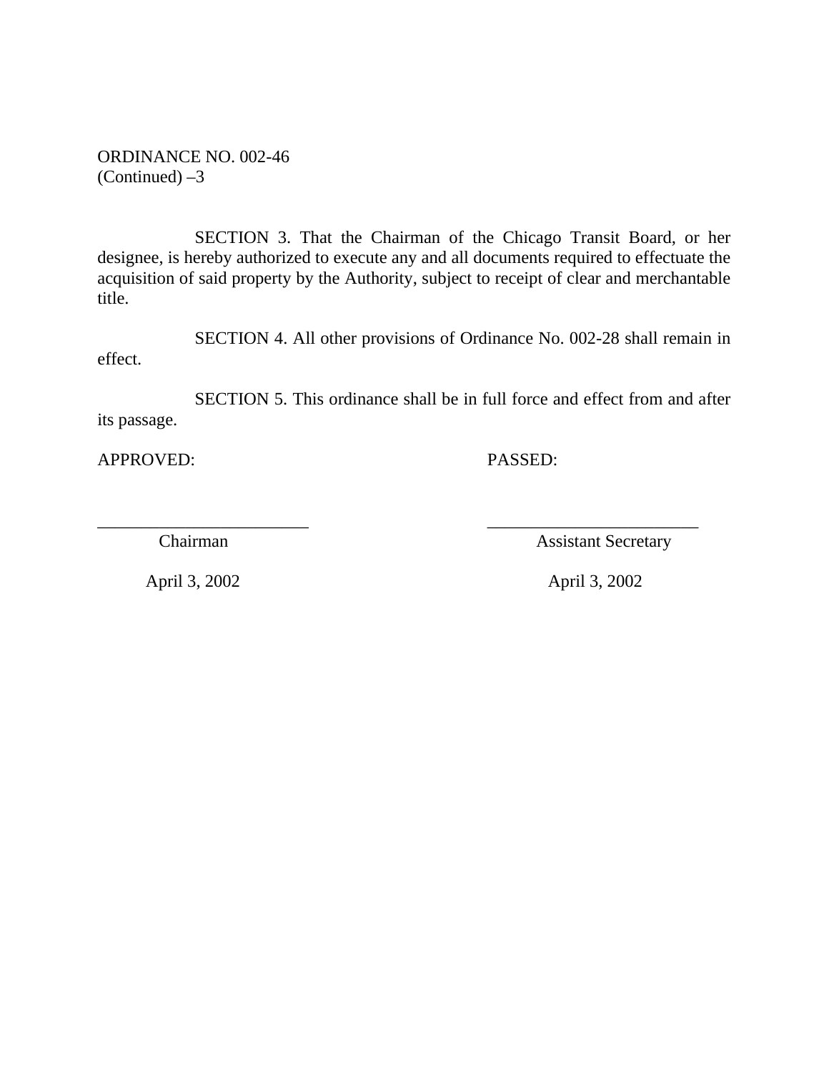ORDINANCE NO. 002-46
(Continued) –3

SECTION 3. That the Chairman of the Chicago Transit Board, or her designee, is hereby authorized to execute any and all documents required to effectuate the acquisition of said property by the Authority, subject to receipt of clear and merchantable title.

SECTION 4. All other provisions of Ordinance No. 002-28 shall remain in effect.

SECTION 5. This ordinance shall be in full force and effect from and after its passage.

| | |
|---|---|
| APPROVED: | PASSED: |
| ________________________ | ________________________ |
| Chairman | Assistant Secretary |
| April 3, 2002 | April 3, 2002 |